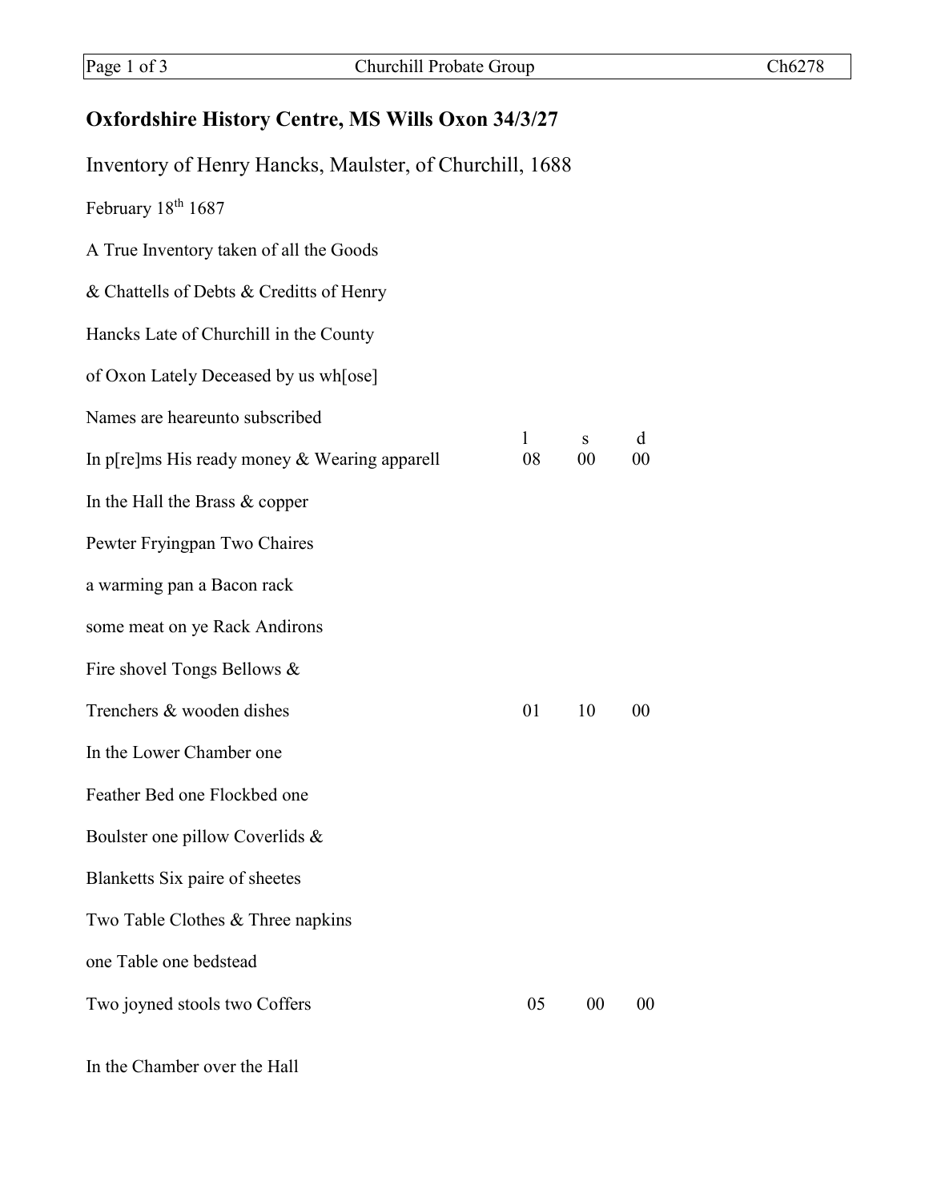# Oxfordshire History Centre, MS Wills Oxon 34/3/27

## Inventory of Henry Hancks, Maulster, of Churchill, 1688

February 18th 1687

A True Inventory taken of all the Goods
& Chattells of Debts & Creditts of Henry
Hancks Late of Churchill in the County
of Oxon Lately Deceased by us wh[ose]
Names are heareunto subscribed

| | l | s | d |
|---|---|---|---|
| In p[re]ms His ready money & Wearing apparell | 08 | 00 | 00 |
| In the Hall the Brass & copper<br>Pewter Fryingpan Two Chaires<br>a warming pan a Bacon rack<br>some meat on ye Rack Andirons<br>Fire shovel Tongs Bellows &<br>Trenchers & wooden dishes | 01 | 10 | 00 |
| In the Lower Chamber one<br>Feather Bed one Flockbed one<br>Boulster one pillow Coverlids &<br>Blanketts Six paire of sheetes<br>Two Table Clothes & Three napkins<br>one Table one bedstead<br>Two joyned stools two Coffers | 05 | 00 | 00 |

In the Chamber over the Hall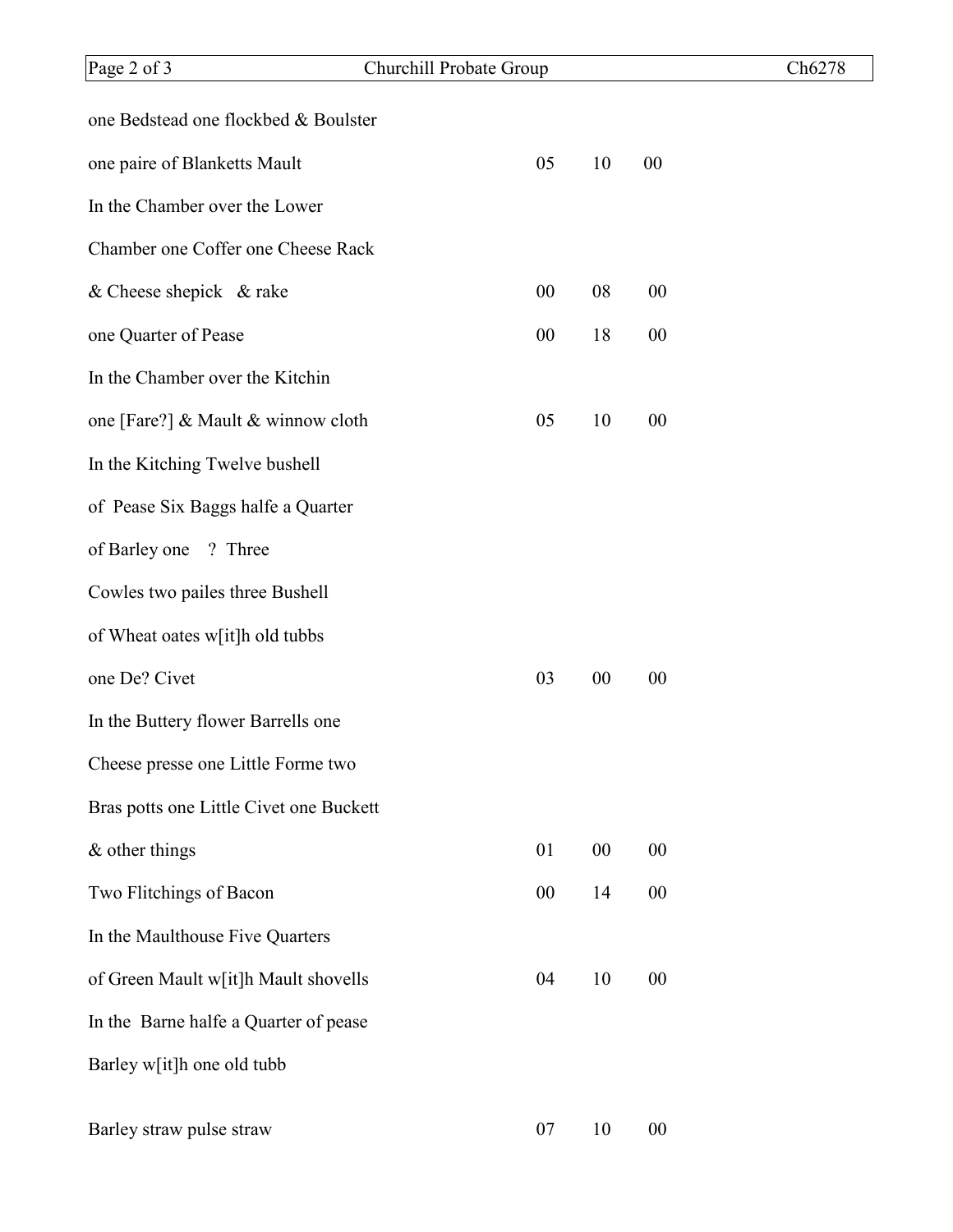| | | | |
|---|---|---|---|
| one Bedstead one flockbed & Boulster | | | |
| one paire of Blanketts Mault | 05 | 10 | 00 |
| In the Chamber over the Lower | | | |
| Chamber one Coffer one Cheese Rack | | | |
| & Cheese shepick & rake | 00 | 08 | 00 |
| one Quarter of Pease | 00 | 18 | 00 |
| In the Chamber over the Kitchin | | | |
| one [Fare?] & Mault & winnow cloth | 05 | 10 | 00 |
| In the Kitching Twelve bushell | | | |
| of Pease Six Baggs halfe a Quarter | | | |
| of Barley one ? Three | | | |
| Cowles two pailes three Bushell | | | |
| of Wheat oates w[it]h old tubbs | | | |
| one De? Civet | 03 | 00 | 00 |
| In the Buttery flower Barrells one | | | |
| Cheese presse one Little Forme two | | | |
| Bras potts one Little Civet one Buckett | | | |
| & other things | 01 | 00 | 00 |
| Two Flitchings of Bacon | 00 | 14 | 00 |
| In the Maulthouse Five Quarters | | | |
| of Green Mault w[it]h Mault shovells | 04 | 10 | 00 |
| In the Barne halfe a Quarter of pease | | | |
| Barley w[it]h one old tubb | | | |
| Barley straw pulse straw | 07 | 10 | 00 |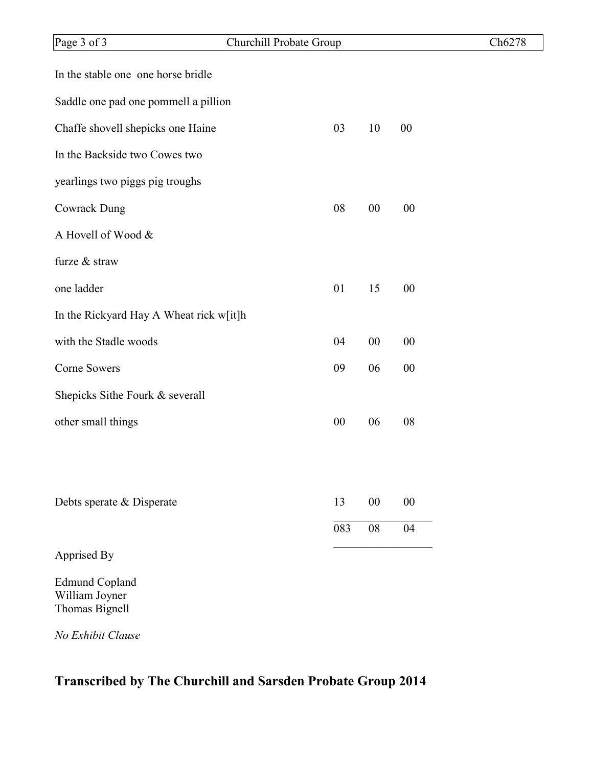| | | | |
|---|---|---|---|
| In the stable one one horse bridle | | | |
| Saddle one pad one pommell a pillion | | | |
| Chaffe shovell shepicks one Haine | 03 | 10 | 00 |
| In the Backside two Cowes two | | | |
| yearlings two piggs pig troughs | | | |
| Cowrack Dung | 08 | 00 | 00 |
| A Hovell of Wood & | | | |
| furze & straw | | | |
| one ladder | 01 | 15 | 00 |
| In the Rickyard Hay A Wheat rick w[it]h | | | |
| with the Stadle woods | 04 | 00 | 00 |
| Corne Sowers | 09 | 06 | 00 |
| Shepicks Sithe Fourk & severall | | | |
| other small things | 00 | 06 | 08 |
| | | | |
| Debts sperate & Disperate | 13 | 00 | 00 |
| | 083 | 08 | 04 |

Apprised By

Edmund Copland
William Joyner
Thomas Bignell

*No Exhibit Clause*

**Transcribed by The Churchill and Sarsden Probate Group 2014**